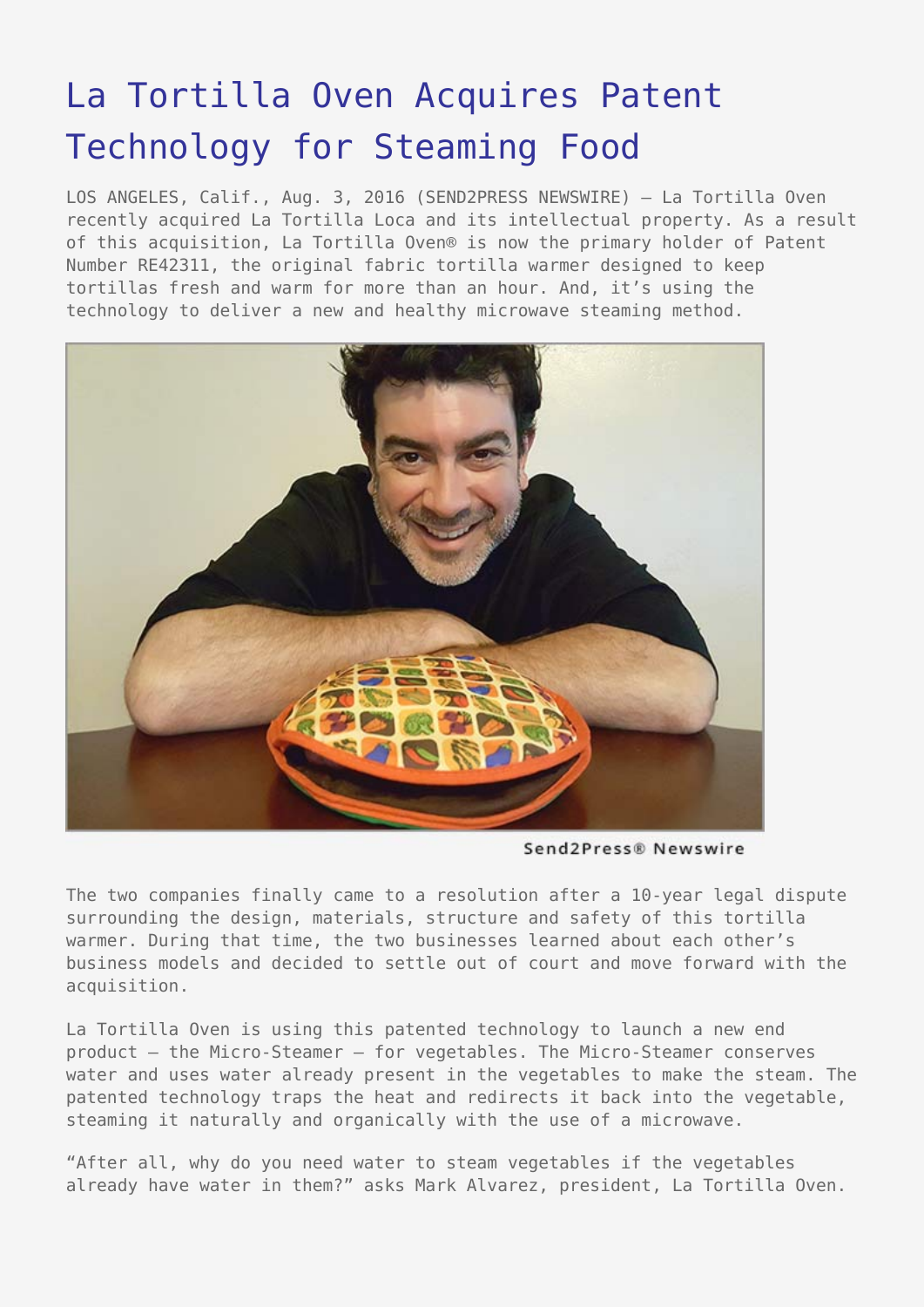# La Tortilla Oven Acquires Patent Technology for Steaming Food

LOS ANGELES, Calif., Aug. 3, 2016 (SEND2PRESS NEWSWIRE) — La Tortilla Oven recently acquired La Tortilla Loca and its intellectual property. As a result of this acquisition, La Tortilla Oven® is now the primary holder of Patent Number RE42311, the original fabric tortilla warmer designed to keep tortillas fresh and warm for more than an hour. And, it's using the technology to deliver a new and healthy microwave steaming method.

Send2Press® Newswire

The two companies finally came to a resolution after a 10-year legal dispute surrounding the design, materials, structure and safety of this tortilla warmer. During that time, the two businesses learned about each other's business models and decided to settle out of court and move forward with the acquisition.

La Tortilla Oven is using this patented technology to launch a new end product — the Micro-Steamer — for vegetables. The Micro-Steamer conserves water and uses water already present in the vegetables to make the steam. The patented technology traps the heat and redirects it back into the vegetable, steaming it naturally and organically with the use of a microwave.

"After all, why do you need water to steam vegetables if the vegetables already have water in them?" asks Mark Alvarez, president, La Tortilla Oven.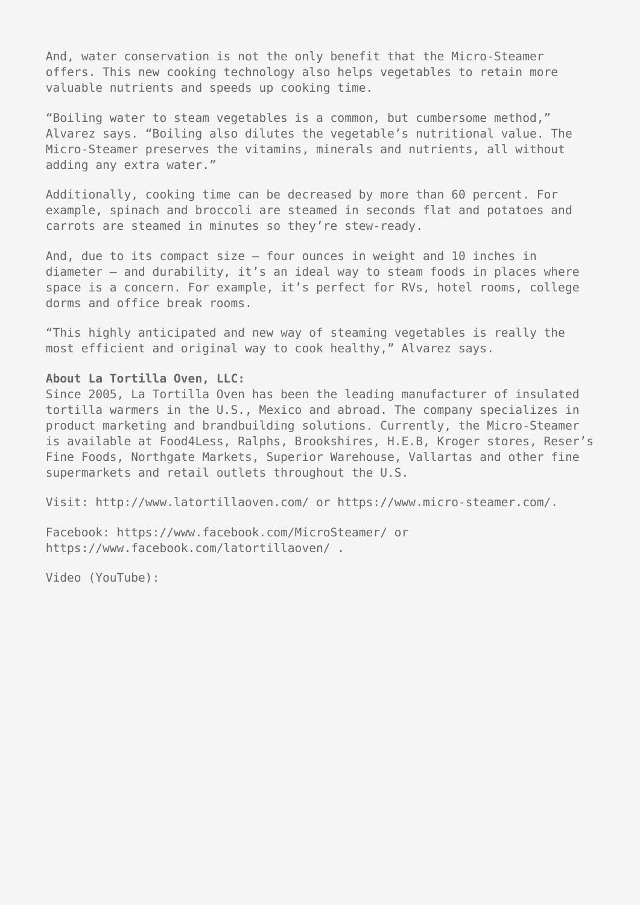And, water conservation is not the only benefit that the Micro-Steamer offers. This new cooking technology also helps vegetables to retain more valuable nutrients and speeds up cooking time.

“Boiling water to steam vegetables is a common, but cumbersome method,” Alvarez says. “Boiling also dilutes the vegetable’s nutritional value. The Micro-Steamer preserves the vitamins, minerals and nutrients, all without adding any extra water.”

Additionally, cooking time can be decreased by more than 60 percent. For example, spinach and broccoli are steamed in seconds flat and potatoes and carrots are steamed in minutes so they’re stew-ready.

And, due to its compact size – four ounces in weight and 10 inches in diameter – and durability, it’s an ideal way to steam foods in places where space is a concern. For example, it’s perfect for RVs, hotel rooms, college dorms and office break rooms.

“This highly anticipated and new way of steaming vegetables is really the most efficient and original way to cook healthy,” Alvarez says.

**About La Tortilla Oven, LLC:**
Since 2005, La Tortilla Oven has been the leading manufacturer of insulated tortilla warmers in the U.S., Mexico and abroad. The company specializes in product marketing and brandbuilding solutions. Currently, the Micro-Steamer is available at Food4Less, Ralphs, Brookshires, H.E.B, Kroger stores, Reser’s Fine Foods, Northgate Markets, Superior Warehouse, Vallartas and other fine supermarkets and retail outlets throughout the U.S.

Visit: http://www.latortillaoven.com/ or https://www.micro-steamer.com/.

Facebook: https://www.facebook.com/MicroSteamer/ or https://www.facebook.com/latortillaoven/ .

Video (YouTube):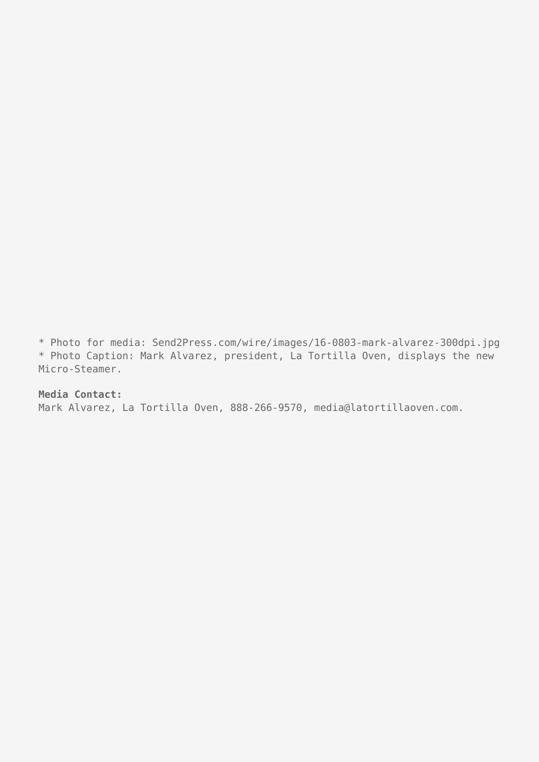* Photo for media: Send2Press.com/wire/images/16-0803-mark-alvarez-300dpi.jpg
* Photo Caption: Mark Alvarez, president, La Tortilla Oven, displays the new Micro-Steamer.

**Media Contact:**
Mark Alvarez, La Tortilla Oven, 888-266-9570, media@latortillaoven.com.